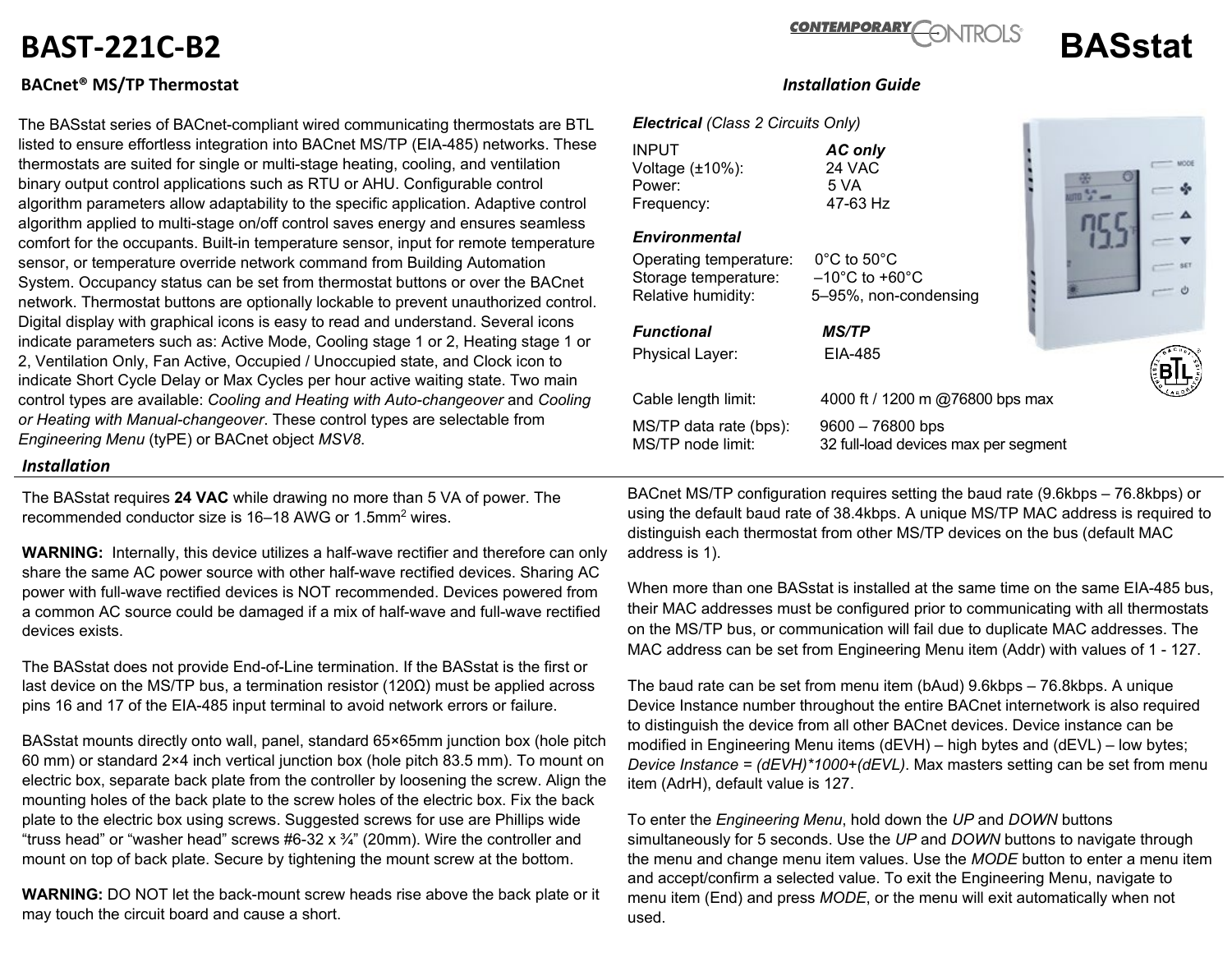# BAST-221C-B2

**BASstat**

**BACnet® MS/TP Thermostat**

*Installation Guide*

The BASstat series of BACnet-compliant wired communicating thermostats are BTL listed to ensure effortless integration into BACnet MS/TP (EIA-485) networks. These thermostats are suited for single or multi-stage heating, cooling, and ventilation binary output control applications such as RTU or AHU. Configurable control algorithm parameters allow adaptability to the specific application. Adaptive control algorithm applied to multi-stage on/off control saves energy and ensures seamless comfort for the occupants. Built-in temperature sensor, input for remote temperature sensor, or temperature override network command from Building Automation System. Occupancy status can be set from thermostat buttons or over the BACnet network. Thermostat buttons are optionally lockable to prevent unauthorized control. Digital display with graphical icons is easy to read and understand. Several icons indicate parameters such as: Active Mode, Cooling stage 1 or 2, Heating stage 1 or 2, Ventilation Only, Fan Active, Occupied / Unoccupied state, and Clock icon to indicate Short Cycle Delay or Max Cycles per hour active waiting state. Two main control types are available: *Cooling and Heating with Auto-changeover* and *Cooling or Heating with Manual-changeover*. These control types are selectable from *Engineering Menu* (tyPE) or BACnet object *MSV8*.

***Electrical*** *(Class 2 Circuits Only)*

| INPUT | ***AC only*** |
|---|---|
| Voltage (±10%): | 24 VAC |
| Power: | 5 VA |
| Frequency: | 47-63 Hz |

***Environmental***

| | |
|---|---|
| Operating temperature: | 0°C to 50°C |
| Storage temperature: | –10°C to +60°C |
| Relative humidity: | 5–95%, non-condensing |

| ***Functional*** | ***MS/TP*** |
|---|---|
| Physical Layer: | EIA-485 |
| Cable length limit: | 4000 ft / 1200 m @76800 bps max |
| MS/TP data rate (bps): | 9600 – 76800 bps |
| MS/TP node limit: | 32 full-load devices max per segment |

## *Installation*

The BASstat requires **24 VAC** while drawing no more than 5 VA of power. The recommended conductor size is 16–18 AWG or 1.5mm$^2$ wires.

**WARNING:** Internally, this device utilizes a half-wave rectifier and therefore can only share the same AC power source with other half-wave rectified devices. Sharing AC power with full-wave rectified devices is NOT recommended. Devices powered from a common AC source could be damaged if a mix of half-wave and full-wave rectified devices exists.

The BASstat does not provide End-of-Line termination. If the BASstat is the first or last device on the MS/TP bus, a termination resistor (120Ω) must be applied across pins 16 and 17 of the EIA-485 input terminal to avoid network errors or failure.

BASstat mounts directly onto wall, panel, standard 65×65mm junction box (hole pitch 60 mm) or standard 2×4 inch vertical junction box (hole pitch 83.5 mm). To mount on electric box, separate back plate from the controller by loosening the screw. Align the mounting holes of the back plate to the screw holes of the electric box. Fix the back plate to the electric box using screws. Suggested screws for use are Phillips wide “truss head” or “washer head” screws #6-32 x ¾” (20mm). Wire the controller and mount on top of back plate. Secure by tightening the mount screw at the bottom.

**WARNING:** DO NOT let the back-mount screw heads rise above the back plate or it may touch the circuit board and cause a short.

BACnet MS/TP configuration requires setting the baud rate (9.6kbps – 76.8kbps) or using the default baud rate of 38.4kbps. A unique MS/TP MAC address is required to distinguish each thermostat from other MS/TP devices on the bus (default MAC address is 1).

When more than one BASstat is installed at the same time on the same EIA-485 bus, their MAC addresses must be configured prior to communicating with all thermostats on the MS/TP bus, or communication will fail due to duplicate MAC addresses. The MAC address can be set from Engineering Menu item (Addr) with values of 1 - 127.

The baud rate can be set from menu item (bAud) 9.6kbps – 76.8kbps. A unique Device Instance number throughout the entire BACnet internetwork is also required to distinguish the device from all other BACnet devices. Device instance can be modified in Engineering Menu items (dEVH) – high bytes and (dEVL) – low bytes; *Device Instance = (dEVH)*1000+(dEVL)*. Max masters setting can be set from menu item (AdrH), default value is 127.

To enter the *Engineering Menu*, hold down the *UP* and *DOWN* buttons simultaneously for 5 seconds. Use the *UP* and *DOWN* buttons to navigate through the menu and change menu item values. Use the *MODE* button to enter a menu item and accept/confirm a selected value. To exit the Engineering Menu, navigate to menu item (End) and press *MODE*, or the menu will exit automatically when not used.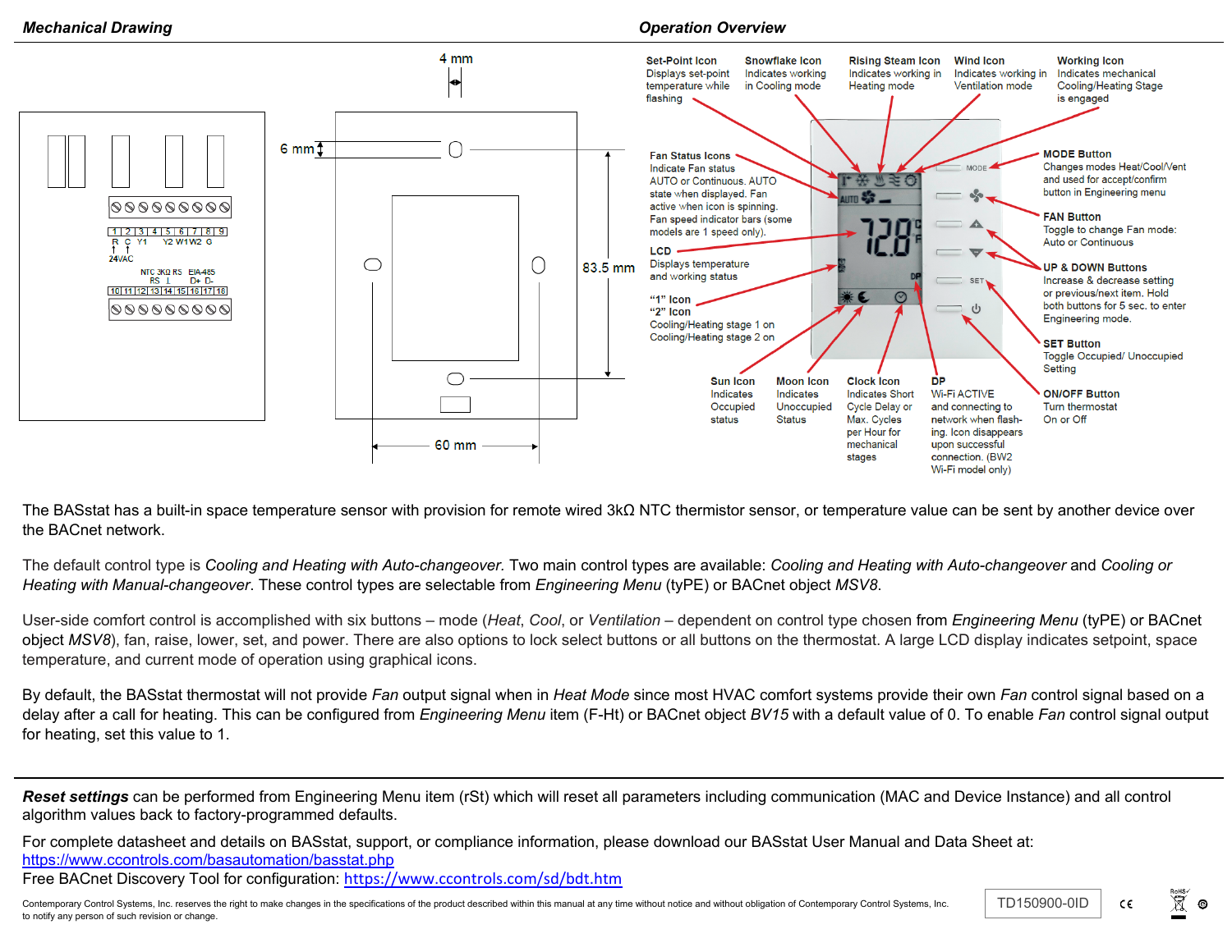## Mechanical Drawing

4 mm

6 mm

83.5 mm

60 mm

1 2 3 4 5 6 7 8 9

R C Y1 Y2 W1 W2 G

24VAC

NTC 3KΩ RS EIA-485

RS ⊥ D+ D-

10 11 12 13 14 15 16 17 18

## Operation Overview

**Set-Point Icon**
Displays set-point temperature while flashing

**Snowflake Icon**
Indicates working in Cooling mode

**Rising Steam Icon**
Indicates working in Heating mode

**Wind Icon**
Indicates working in Ventilation mode

**Working Icon**
Indicates mechanical Cooling/Heating Stage is engaged

**Fan Status Icons**
Indicate Fan status AUTO or Continuous. AUTO state when displayed. Fan active when icon is spinning. Fan speed indicator bars (some models are 1 speed only).

**LCD**
Displays temperature and working status

**"1" Icon**
**"2" Icon**
Cooling/Heating stage 1 on
Cooling/Heating stage 2 on

**MODE Button**
Changes modes Heat/Cool/Vent and used for accept/confirm button in Engineering menu

**FAN Button**
Toggle to change Fan mode: Auto or Continuous

**UP & DOWN Buttons**
Increase & decrease setting or previous/next item. Hold both buttons for 5 sec. to enter Engineering mode.

**SET Button**
Toggle Occupied/ Unoccupied Setting

**ON/OFF Button**
Turn thermostat On or Off

**Sun Icon**
Indicates Occupied status

**Moon Icon**
Indicates Unoccupied Status

**Clock Icon**
Indicates Short Cycle Delay or Max. Cycles per Hour for mechanical stages

**DP**
Wi-Fi ACTIVE and connecting to network when flashing. Icon disappears upon successful connection. (BW2 Wi-Fi model only)

The BASstat has a built-in space temperature sensor with provision for remote wired 3kΩ NTC thermistor sensor, or temperature value can be sent by another device over the BACnet network.

The default control type is *Cooling and Heating with Auto-changeover*. Two main control types are available: *Cooling and Heating with Auto-changeover* and *Cooling or Heating with Manual-changeover*. These control types are selectable from *Engineering Menu* (tyPE) or BACnet object *MSV8*.

User-side comfort control is accomplished with six buttons – mode (*Heat*, *Cool*, or *Ventilation* – dependent on control type chosen from *Engineering Menu* (tyPE) or BACnet object *MSV8*), fan, raise, lower, set, and power. There are also options to lock select buttons or all buttons on the thermostat. A large LCD display indicates setpoint, space temperature, and current mode of operation using graphical icons.

By default, the BASstat thermostat will not provide *Fan* output signal when in *Heat Mode* since most HVAC comfort systems provide their own *Fan* control signal based on a delay after a call for heating. This can be configured from *Engineering Menu* item (F-Ht) or BACnet object *BV15* with a default value of 0. To enable *Fan* control signal output for heating, set this value to 1.

***Reset settings*** can be performed from Engineering Menu item (rSt) which will reset all parameters including communication (MAC and Device Instance) and all control algorithm values back to factory-programmed defaults.

For complete datasheet and details on BASstat, support, or compliance information, please download our BASstat User Manual and Data Sheet at:
https://www.ccontrols.com/basautomation/basstat.php
Free BACnet Discovery Tool for configuration: https://www.ccontrols.com/sd/bdt.htm

Contemporary Control Systems, Inc. reserves the right to make changes in the specifications of the product described within this manual at any time without notice and without obligation of Contemporary Control Systems, Inc. to notify any person of such revision or change.

TD150900-0ID